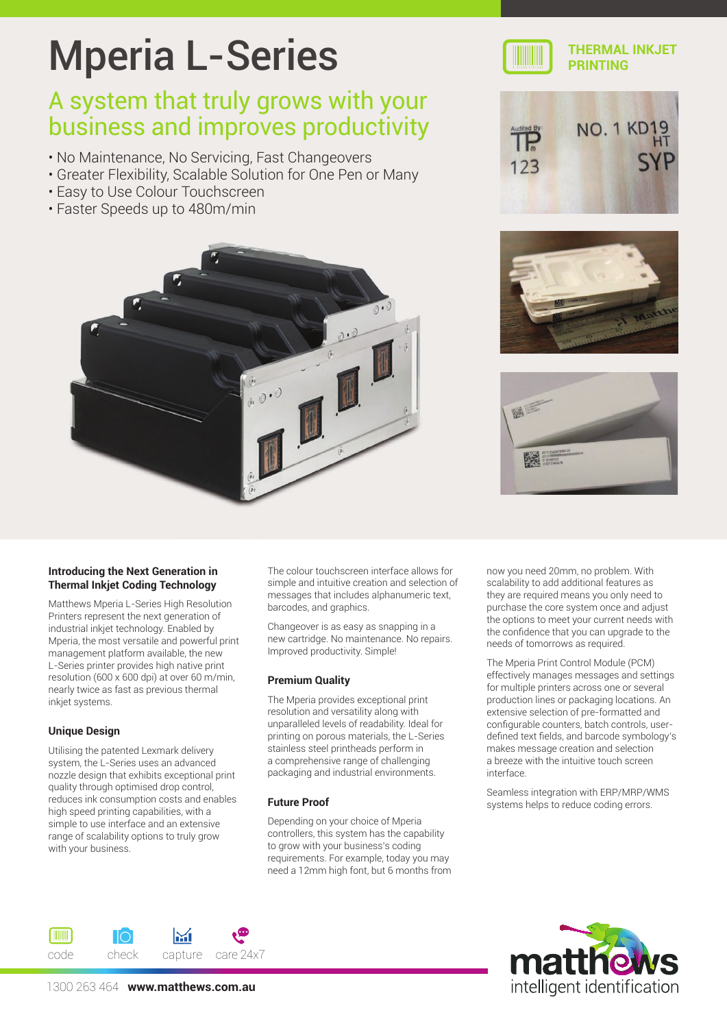# Mperia L-Series

THERMAL INKJET PRINTING

## A system that truly grows with your business and improves productivity

- No Maintenance, No Servicing, Fast Changeovers
- Greater Flexibility, Scalable Solution for One Pen or Many
- Easy to Use Colour Touchscreen
- Faster Speeds up to 480m/min

### Introducing the Next Generation in Thermal Inkjet Coding Technology

Matthews Mperia L-Series High Resolution Printers represent the next generation of industrial inkjet technology. Enabled by Mperia, the most versatile and powerful print management platform available, the new L-Series printer provides high native print resolution (600 x 600 dpi) at over 60 m/min, nearly twice as fast as previous thermal inkjet systems.

### Unique Design

Utilising the patented Lexmark delivery system, the L-Series uses an advanced nozzle design that exhibits exceptional print quality through optimised drop control, reduces ink consumption costs and enables high speed printing capabilities, with a simple to use interface and an extensive range of scalability options to truly grow with your business.

The colour touchscreen interface allows for simple and intuitive creation and selection of messages that includes alphanumeric text, barcodes, and graphics.

Changeover is as easy as snapping in a new cartridge. No maintenance. No repairs. Improved productivity. Simple!

### Premium Quality

The Mperia provides exceptional print resolution and versatility along with unparalleled levels of readability. Ideal for printing on porous materials, the L-Series stainless steel printheads perform in a comprehensive range of challenging packaging and industrial environments.

### Future Proof

Depending on your choice of Mperia controllers, this system has the capability to grow with your business's coding requirements. For example, today you may need a 12mm high font, but 6 months from now you need 20mm, no problem. With scalability to add additional features as they are required means you only need to purchase the core system once and adjust the options to meet your current needs with the confidence that you can upgrade to the needs of tomorrows as required.

The Mperia Print Control Module (PCM) effectively manages messages and settings for multiple printers across one or several production lines or packaging locations. An extensive selection of pre-formatted and configurable counters, batch controls, user-defined text fields, and barcode symbology's makes message creation and selection a breeze with the intuitive touch screen interface.

Seamless integration with ERP/MRP/WMS systems helps to reduce coding errors.

code check capture care 24x7

1300 263 464 **www.matthews.com.au**

matthews intelligent identification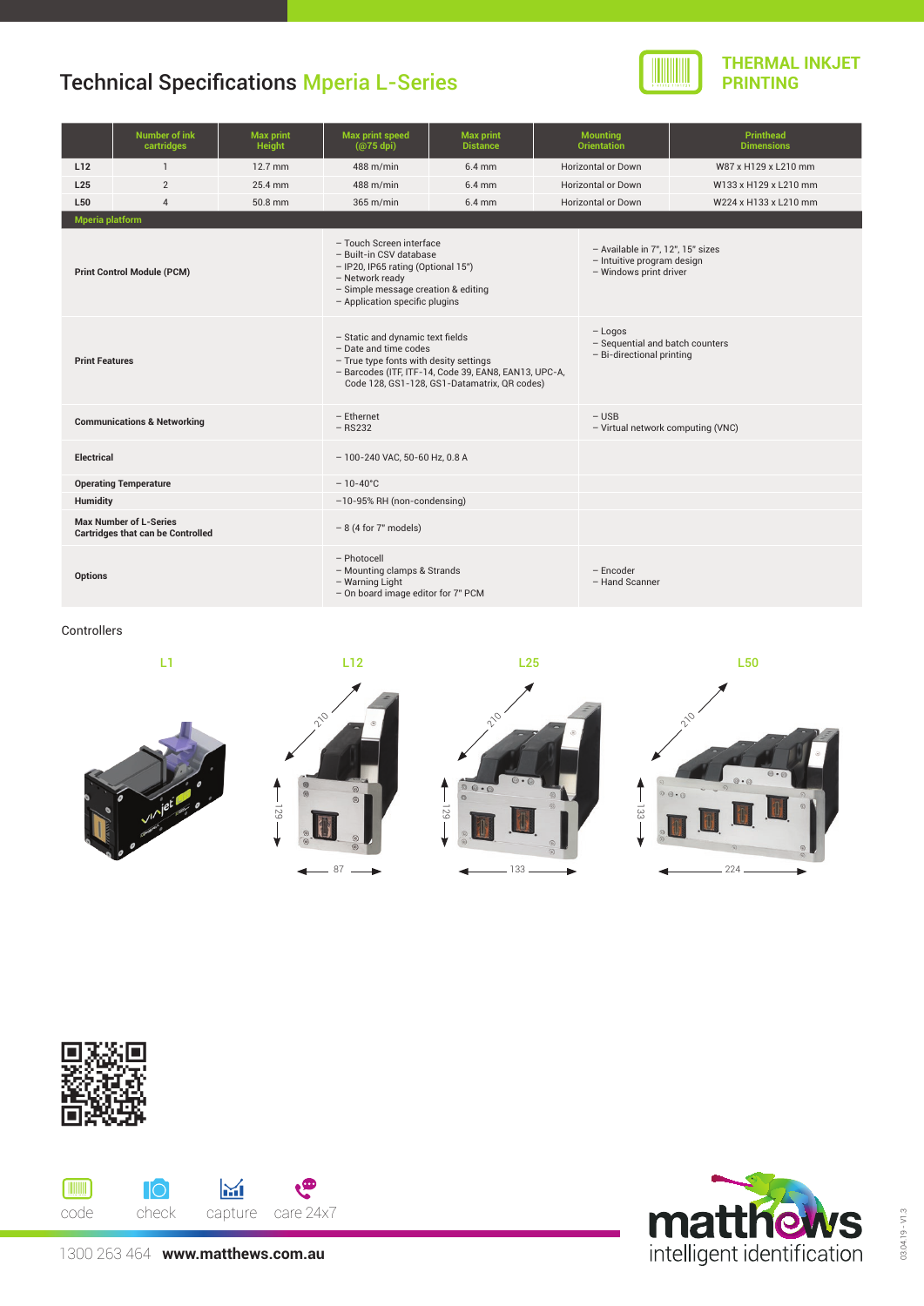# Technical Specifications Mperia L-Series

THERMAL INKJET PRINTING

| | Number of ink cartridges | Max print Height | Max print speed (@75 dpi) | Max print Distance | Mounting Orientation | Printhead Dimensions |
|---|---|---|---|---|---|---|
| L12 | 1 | 12.7 mm | 488 m/min | 6.4 mm | Horizontal or Down | W87 x H129 x L210 mm |
| L25 | 2 | 25.4 mm | 488 m/min | 6.4 mm | Horizontal or Down | W133 x H129 x L210 mm |
| L50 | 4 | 50.8 mm | 365 m/min | 6.4 mm | Horizontal or Down | W224 x H133 x L210 mm |

| Mperia platform | | |
|---|---|---|
| Print Control Module (PCM) | – Touch Screen interface<br>– Built-in CSV database<br>– IP20, IP65 rating (Optional 15")<br>– Network ready<br>– Simple message creation & editing<br>– Application specific plugins | – Available in 7", 12", 15" sizes<br>– Intuitive program design<br>– Windows print driver |
| Print Features | – Static and dynamic text fields<br>– Date and time codes<br>– True type fonts with desity settings<br>– Barcodes (ITF, ITF-14, Code 39, EAN8, EAN13, UPC-A, Code 128, GS1-128, GS1-Datamatrix, QR codes) | – Logos<br>– Sequential and batch counters<br>– Bi-directional printing |
| Communications & Networking | – Ethernet<br>– RS232 | – USB<br>– Virtual network computing (VNC) |
| Electrical | – 100-240 VAC, 50-60 Hz, 0.8 A | |
| Operating Temperature | – 10-40°C | |
| Humidity | –10-95% RH (non-condensing) | |
| Max Number of L-Series Cartridges that can be Controlled | – 8 (4 for 7" models) | |
| Options | – Photocell<br>– Mounting clamps & Strands<br>– Warning Light<br>– On board image editor for 7" PCM | – Encoder<br>– Hand Scanner |

Controllers

L1

L12

210
129
87

L25

210
129
133

L50

210
133
224

code check capture care 24x7

1300 263 464 **www.matthews.com.au**

matthews intelligent identification